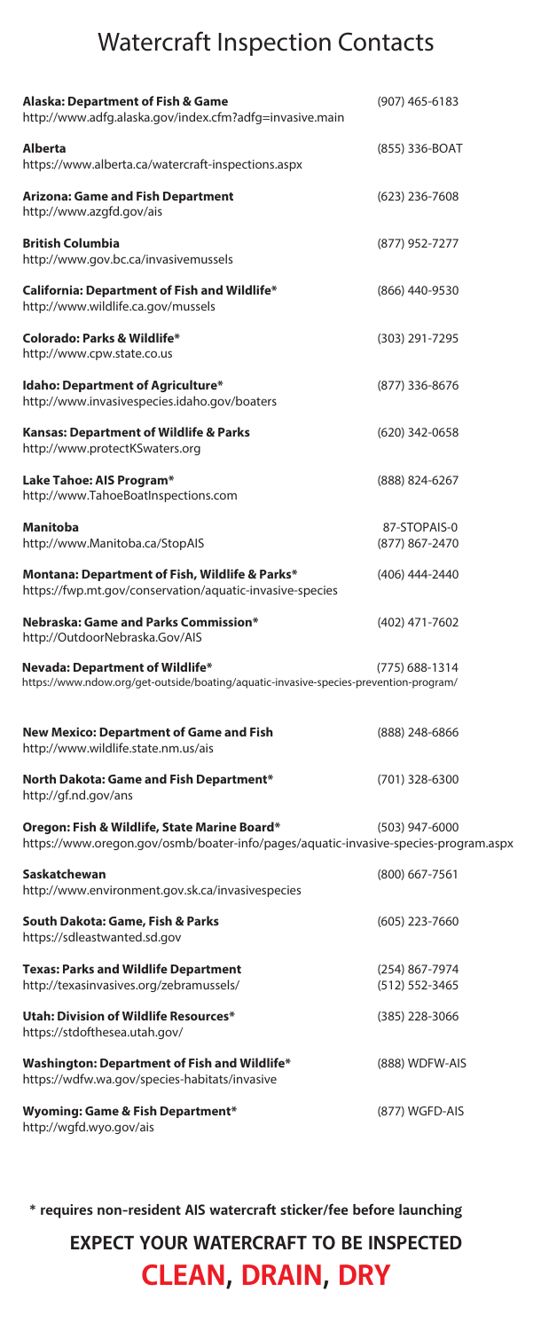# Watercraft Inspection Contacts

**Alaska: Department of Fish & Game**
http://www.adfg.alaska.gov/index.cfm?adfg=invasive.main
(907) 465-6183

**Alberta**
https://www.alberta.ca/watercraft-inspections.aspx
(855) 336-BOAT

**Arizona: Game and Fish Department**
http://www.azgfd.gov/ais
(623) 236-7608

**British Columbia**
http://www.gov.bc.ca/invasivemussels
(877) 952-7277

**California: Department of Fish and Wildlife***
http://www.wildlife.ca.gov/mussels
(866) 440-9530

**Colorado: Parks & Wildlife***
http://www.cpw.state.co.us
(303) 291-7295

**Idaho: Department of Agriculture***
http://www.invasivespecies.idaho.gov/boaters
(877) 336-8676

**Kansas: Department of Wildlife & Parks**
http://www.protectKSwaters.org
(620) 342-0658

**Lake Tahoe: AIS Program***
http://www.TahoeBoatInspections.com
(888) 824-6267

**Manitoba**
http://www.Manitoba.ca/StopAIS
87-STOPAIS-0
(877) 867-2470

**Montana: Department of Fish, Wildlife & Parks***
https://fwp.mt.gov/conservation/aquatic-invasive-species
(406) 444-2440

**Nebraska: Game and Parks Commission***
http://OutdoorNebraska.Gov/AIS
(402) 471-7602

**Nevada: Department of Wildlife***
https://www.ndow.org/get-outside/boating/aquatic-invasive-species-prevention-program/
(775) 688-1314

**New Mexico: Department of Game and Fish**
http://www.wildlife.state.nm.us/ais
(888) 248-6866

**North Dakota: Game and Fish Department***
http://gf.nd.gov/ans
(701) 328-6300

**Oregon: Fish & Wildlife, State Marine Board***
https://www.oregon.gov/osmb/boater-info/pages/aquatic-invasive-species-program.aspx
(503) 947-6000

**Saskatchewan**
http://www.environment.gov.sk.ca/invasivespecies
(800) 667-7561

**South Dakota: Game, Fish & Parks**
https://sdleastwanted.sd.gov
(605) 223-7660

**Texas: Parks and Wildlife Department**
http://texasinvasives.org/zebramussels/
(254) 867-7974
(512) 552-3465

**Utah: Division of Wildlife Resources***
https://stdofthesea.utah.gov/
(385) 228-3066

**Washington: Department of Fish and Wildlife***
https://wdfw.wa.gov/species-habitats/invasive
(888) WDFW-AIS

**Wyoming: Game & Fish Department***
http://wgfd.wyo.gov/ais
(877) WGFD-AIS

**\* requires non-resident AIS watercraft sticker/fee before launching**

## EXPECT YOUR WATERCRAFT TO BE INSPECTED

## CLEAN, DRAIN, DRY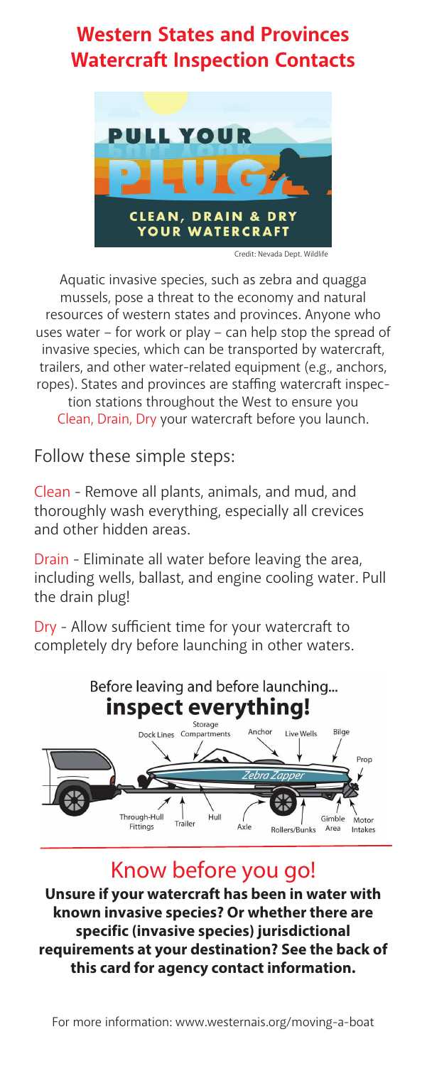# Western States and Provinces Watercraft Inspection Contacts

Credit: Nevada Dept. Wildlife

Aquatic invasive species, such as zebra and quagga mussels, pose a threat to the economy and natural resources of western states and provinces. Anyone who uses water – for work or play – can help stop the spread of invasive species, which can be transported by watercraft, trailers, and other water-related equipment (e.g., anchors, ropes). States and provinces are staffing watercraft inspection stations throughout the West to ensure you Clean, Drain, Dry your watercraft before you launch.

Follow these simple steps:

Clean - Remove all plants, animals, and mud, and thoroughly wash everything, especially all crevices and other hidden areas.

Drain - Eliminate all water before leaving the area, including wells, ballast, and engine cooling water. Pull the drain plug!

Dry - Allow sufficient time for your watercraft to completely dry before launching in other waters.

Before leaving and before launching...

**inspect everything!**

Dock Lines
Storage Compartments
Anchor
Live Wells
Bilge
Prop
Zebra Zapper
Through-Hull Fittings
Trailer
Hull
Axle
Rollers/Bunks
Gimble Area
Motor Intakes

## Know before you go!

**Unsure if your watercraft has been in water with known invasive species? Or whether there are specific (invasive species) jurisdictional requirements at your destination? See the back of this card for agency contact information.**

For more information: www.westernais.org/moving-a-boat